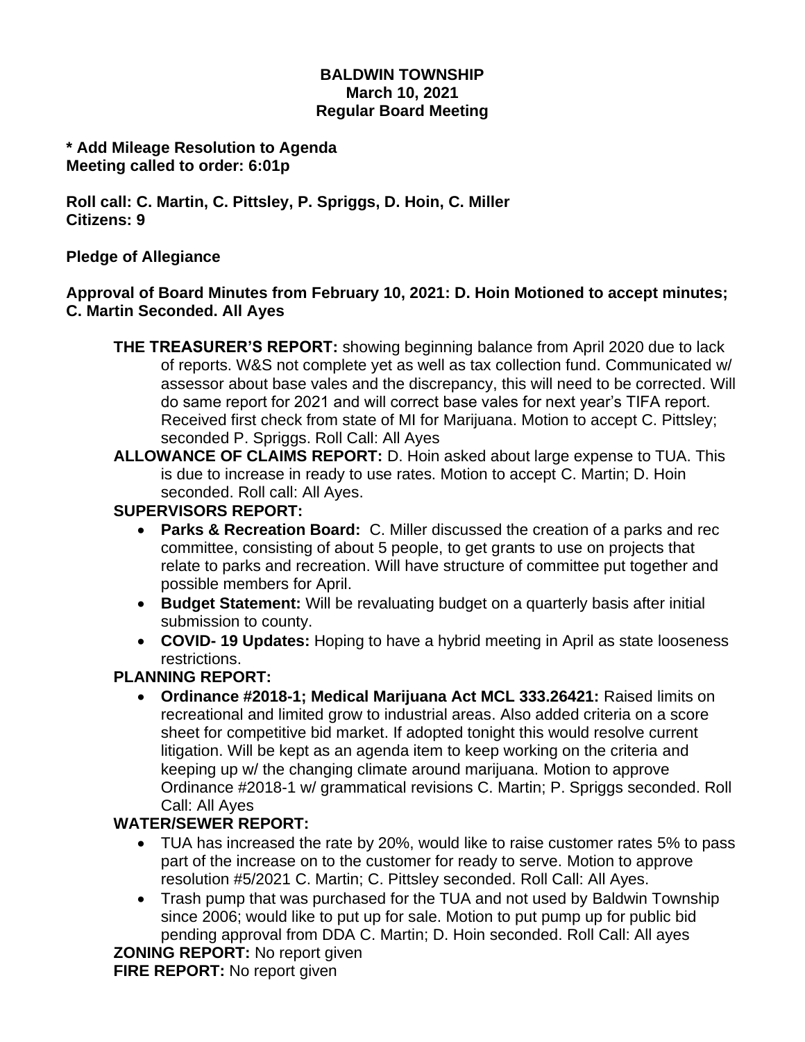**BALDWIN TOWNSHIP**
**March 10, 2021**
**Regular Board Meeting**

**\* Add Mileage Resolution to Agenda**
**Meeting called to order: 6:01p**

**Roll call: C. Martin, C. Pittsley, P. Spriggs, D. Hoin, C. Miller**
**Citizens: 9**

**Pledge of Allegiance**

**Approval of Board Minutes from February 10, 2021: D. Hoin Motioned to accept minutes; C. Martin Seconded. All Ayes**

**THE TREASURER'S REPORT:** showing beginning balance from April 2020 due to lack of reports. W&S not complete yet as well as tax collection fund. Communicated w/ assessor about base vales and the discrepancy, this will need to be corrected. Will do same report for 2021 and will correct base vales for next year's TIFA report. Received first check from state of MI for Marijuana. Motion to accept C. Pittsley; seconded P. Spriggs. Roll Call: All Ayes

**ALLOWANCE OF CLAIMS REPORT:** D. Hoin asked about large expense to TUA. This is due to increase in ready to use rates. Motion to accept C. Martin; D. Hoin seconded. Roll call: All Ayes.

**SUPERVISORS REPORT:**

- **Parks & Recreation Board:** C. Miller discussed the creation of a parks and rec committee, consisting of about 5 people, to get grants to use on projects that relate to parks and recreation. Will have structure of committee put together and possible members for April.
- **Budget Statement:** Will be revaluating budget on a quarterly basis after initial submission to county.
- **COVID- 19 Updates:** Hoping to have a hybrid meeting in April as state looseness restrictions.

**PLANNING REPORT:**

- **Ordinance #2018-1; Medical Marijuana Act MCL 333.26421:** Raised limits on recreational and limited grow to industrial areas. Also added criteria on a score sheet for competitive bid market. If adopted tonight this would resolve current litigation. Will be kept as an agenda item to keep working on the criteria and keeping up w/ the changing climate around marijuana. Motion to approve Ordinance #2018-1 w/ grammatical revisions C. Martin; P. Spriggs seconded. Roll Call: All Ayes

**WATER/SEWER REPORT:**

- TUA has increased the rate by 20%, would like to raise customer rates 5% to pass part of the increase on to the customer for ready to serve. Motion to approve resolution #5/2021 C. Martin; C. Pittsley seconded. Roll Call: All Ayes.
- Trash pump that was purchased for the TUA and not used by Baldwin Township since 2006; would like to put up for sale. Motion to put pump up for public bid pending approval from DDA C. Martin; D. Hoin seconded. Roll Call: All ayes

**ZONING REPORT:** No report given
**FIRE REPORT:** No report given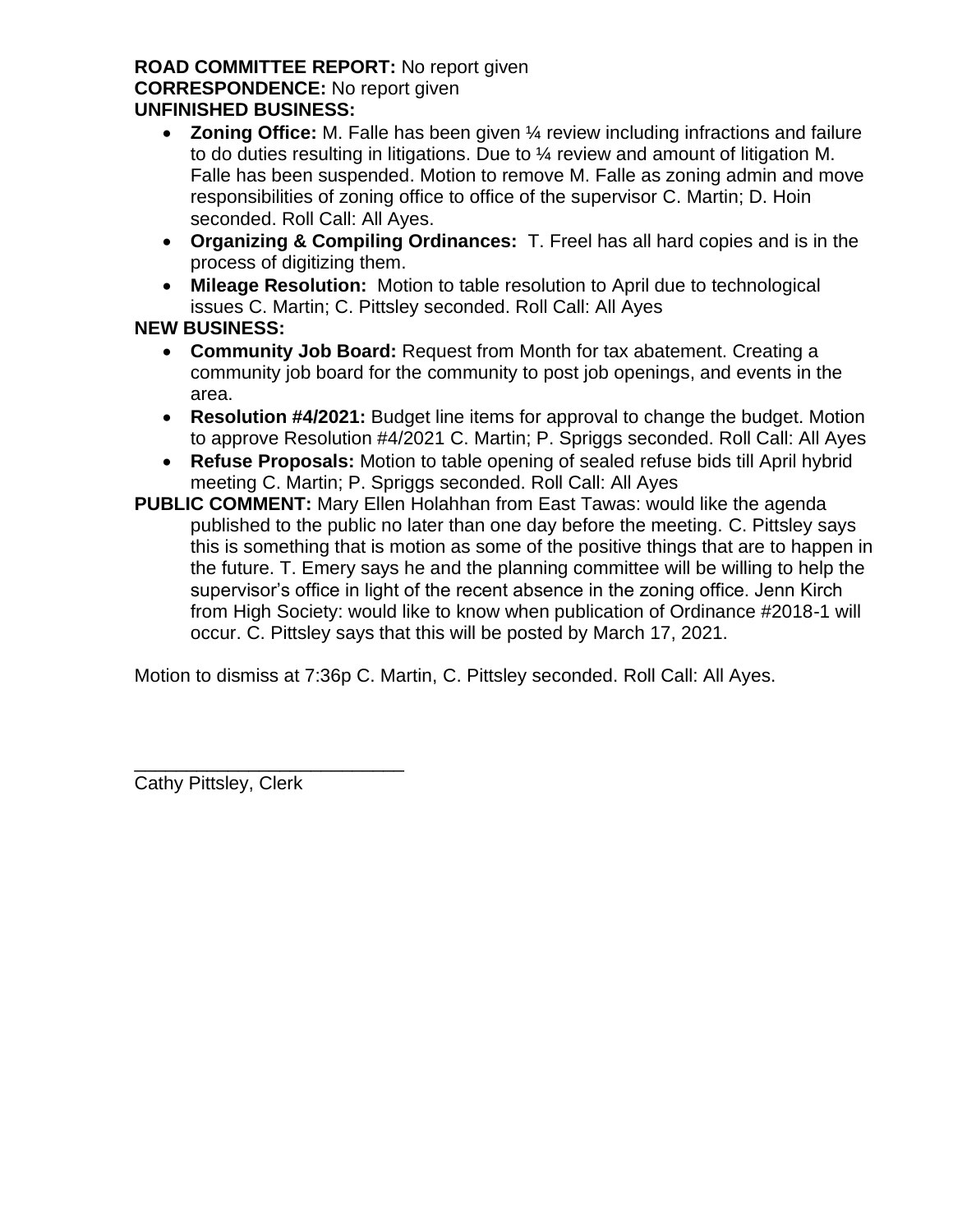**ROAD COMMITTEE REPORT:** No report given
**CORRESPONDENCE:** No report given
**UNFINISHED BUSINESS:**

- **Zoning Office:** M. Falle has been given ¼ review including infractions and failure to do duties resulting in litigations. Due to ¼ review and amount of litigation M. Falle has been suspended. Motion to remove M. Falle as zoning admin and move responsibilities of zoning office to office of the supervisor C. Martin; D. Hoin seconded. Roll Call: All Ayes.
- **Organizing & Compiling Ordinances:** T. Freel has all hard copies and is in the process of digitizing them.
- **Mileage Resolution:** Motion to table resolution to April due to technological issues C. Martin; C. Pittsley seconded. Roll Call: All Ayes

**NEW BUSINESS:**

- **Community Job Board:** Request from Month for tax abatement. Creating a community job board for the community to post job openings, and events in the area.
- **Resolution #4/2021:** Budget line items for approval to change the budget. Motion to approve Resolution #4/2021 C. Martin; P. Spriggs seconded. Roll Call: All Ayes
- **Refuse Proposals:** Motion to table opening of sealed refuse bids till April hybrid meeting C. Martin; P. Spriggs seconded. Roll Call: All Ayes

**PUBLIC COMMENT:** Mary Ellen Holahhan from East Tawas: would like the agenda published to the public no later than one day before the meeting. C. Pittsley says this is something that is motion as some of the positive things that are to happen in the future. T. Emery says he and the planning committee will be willing to help the supervisor's office in light of the recent absence in the zoning office. Jenn Kirch from High Society: would like to know when publication of Ordinance #2018-1 will occur. C. Pittsley says that this will be posted by March 17, 2021.

Motion to dismiss at 7:36p C. Martin, C. Pittsley seconded. Roll Call: All Ayes.

___________________________
Cathy Pittsley, Clerk